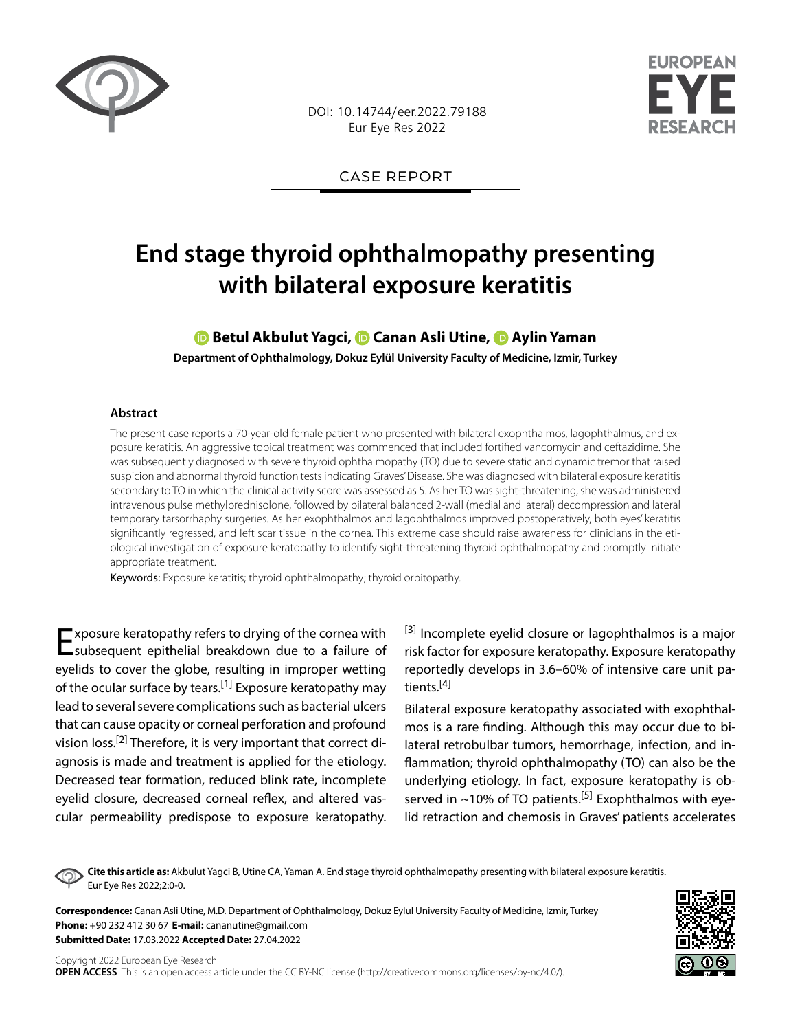CASE REPORT

# End stage thyroid ophthalmopathy presenting with bilateral exposure keratitis

**Betul Akbulut Yagci, Canan Asli Utine, Aylin Yaman**

**Department of Ophthalmology, Dokuz Eylül University Faculty of Medicine, Izmir, Turkey**

## Abstract

The present case reports a 70-year-old female patient who presented with bilateral exophthalmos, lagophthalmus, and exposure keratitis. An aggressive topical treatment was commenced that included fortified vancomycin and ceftazidime. She was subsequently diagnosed with severe thyroid ophthalmopathy (TO) due to severe static and dynamic tremor that raised suspicion and abnormal thyroid function tests indicating Graves' Disease. She was diagnosed with bilateral exposure keratitis secondary to TO in which the clinical activity score was assessed as 5. As her TO was sight-threatening, she was administered intravenous pulse methylprednisolone, followed by bilateral balanced 2-wall (medial and lateral) decompression and lateral temporary tarsorrhaphy surgeries. As her exophthalmos and lagophthalmos improved postoperatively, both eyes' keratitis significantly regressed, and left scar tissue in the cornea. This extreme case should raise awareness for clinicians in the etiological investigation of exposure keratopathy to identify sight-threatening thyroid ophthalmopathy and promptly initiate appropriate treatment.

**Keywords:** Exposure keratitis; thyroid ophthalmopathy; thyroid orbitopathy.

Exposure keratopathy refers to drying of the cornea with subsequent epithelial breakdown due to a failure of eyelids to cover the globe, resulting in improper wetting of the ocular surface by tears.[1] Exposure keratopathy may lead to several severe complications such as bacterial ulcers that can cause opacity or corneal perforation and profound vision loss.[2] Therefore, it is very important that correct diagnosis is made and treatment is applied for the etiology. Decreased tear formation, reduced blink rate, incomplete eyelid closure, decreased corneal reflex, and altered vascular permeability predispose to exposure keratopathy.[3] Incomplete eyelid closure or lagophthalmos is a major risk factor for exposure keratopathy. Exposure keratopathy reportedly develops in 3.6–60% of intensive care unit patients.[4]

Bilateral exposure keratopathy associated with exophthalmos is a rare finding. Although this may occur due to bilateral retrobulbar tumors, hemorrhage, infection, and inflammation; thyroid ophthalmopathy (TO) can also be the underlying etiology. In fact, exposure keratopathy is observed in ~10% of TO patients.[5] Exophthalmos with eyelid retraction and chemosis in Graves' patients accelerates

**Cite this article as:** Akbulut Yagci B, Utine CA, Yaman A. End stage thyroid ophthalmopathy presenting with bilateral exposure keratitis. Eur Eye Res 2022;2:0-0.

**Correspondence:** Canan Asli Utine, M.D. Department of Ophthalmology, Dokuz Eylul University Faculty of Medicine, Izmir, Turkey
**Phone:** +90 232 412 30 67 **E-mail:** cananutine@gmail.com
**Submitted Date:** 17.03.2022 **Accepted Date:** 27.04.2022

Copyright 2022 European Eye Research
**OPEN ACCESS** This is an open access article under the CC BY-NC license (http://creativecommons.org/licenses/by-nc/4.0/).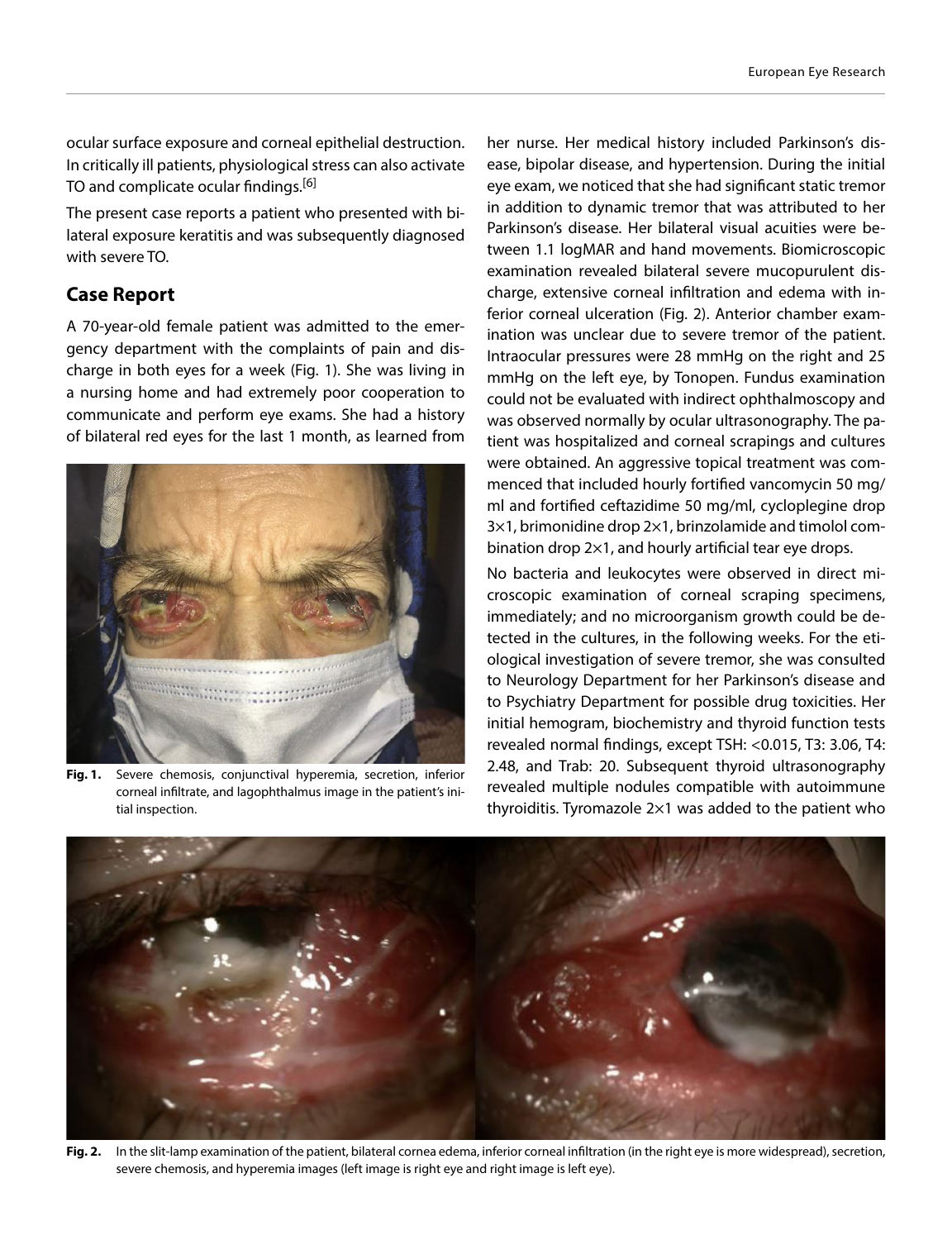ocular surface exposure and corneal epithelial destruction. In critically ill patients, physiological stress can also activate TO and complicate ocular findings.[6]

The present case reports a patient who presented with bilateral exposure keratitis and was subsequently diagnosed with severe TO.

## Case Report

A 70-year-old female patient was admitted to the emergency department with the complaints of pain and discharge in both eyes for a week (Fig. 1). She was living in a nursing home and had extremely poor cooperation to communicate and perform eye exams. She had a history of bilateral red eyes for the last 1 month, as learned from her nurse. Her medical history included Parkinson's disease, bipolar disease, and hypertension. During the initial eye exam, we noticed that she had significant static tremor in addition to dynamic tremor that was attributed to her Parkinson's disease. Her bilateral visual acuities were between 1.1 logMAR and hand movements. Biomicroscopic examination revealed bilateral severe mucopurulent discharge, extensive corneal infiltration and edema with inferior corneal ulceration (Fig. 2). Anterior chamber examination was unclear due to severe tremor of the patient. Intraocular pressures were 28 mmHg on the right and 25 mmHg on the left eye, by Tonopen. Fundus examination could not be evaluated with indirect ophthalmoscopy and was observed normally by ocular ultrasonography. The patient was hospitalized and corneal scrapings and cultures were obtained. An aggressive topical treatment was commenced that included hourly fortified vancomycin 50 mg/ml and fortified ceftazidime 50 mg/ml, cycloplegine drop 3×1, brimonidine drop 2×1, brinzolamide and timolol combination drop 2×1, and hourly artificial tear eye drops.

Fig. 1. Severe chemosis, conjunctival hyperemia, secretion, inferior corneal infiltrate, and lagophthalmus image in the patient's initial inspection.

No bacteria and leukocytes were observed in direct microscopic examination of corneal scraping specimens, immediately; and no microorganism growth could be detected in the cultures, in the following weeks. For the etiological investigation of severe tremor, she was consulted to Neurology Department for her Parkinson's disease and to Psychiatry Department for possible drug toxicities. Her initial hemogram, biochemistry and thyroid function tests revealed normal findings, except TSH: <0.015, T3: 3.06, T4: 2.48, and Trab: 20. Subsequent thyroid ultrasonography revealed multiple nodules compatible with autoimmune thyroiditis. Tyromazole 2×1 was added to the patient who

Fig. 2. In the slit-lamp examination of the patient, bilateral cornea edema, inferior corneal infiltration (in the right eye is more widespread), secretion, severe chemosis, and hyperemia images (left image is right eye and right image is left eye).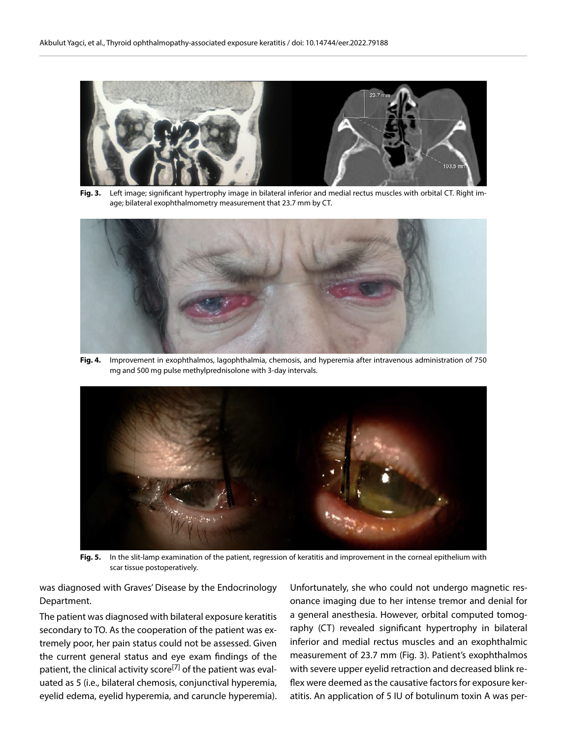**Fig. 3.** Left image; significant hypertrophy image in bilateral inferior and medial rectus muscles with orbital CT. Right image; bilateral exophthalmometry measurement that 23.7 mm by CT.

**Fig. 4.** Improvement in exophthalmos, lagophthalmia, chemosis, and hyperemia after intravenous administration of 750 mg and 500 mg pulse methylprednisolone with 3-day intervals.

**Fig. 5.** In the slit-lamp examination of the patient, regression of keratitis and improvement in the corneal epithelium with scar tissue postoperatively.

was diagnosed with Graves' Disease by the Endocrinology Department.

The patient was diagnosed with bilateral exposure keratitis secondary to TO. As the cooperation of the patient was extremely poor, her pain status could not be assessed. Given the current general status and eye exam findings of the patient, the clinical activity score[7] of the patient was evaluated as 5 (i.e., bilateral chemosis, conjunctival hyperemia, eyelid edema, eyelid hyperemia, and caruncle hyperemia). Unfortunately, she who could not undergo magnetic resonance imaging due to her intense tremor and denial for a general anesthesia. However, orbital computed tomography (CT) revealed significant hypertrophy in bilateral inferior and medial rectus muscles and an exophthalmic measurement of 23.7 mm (Fig. 3). Patient's exophthalmos with severe upper eyelid retraction and decreased blink reflex were deemed as the causative factors for exposure keratitis. An application of 5 IU of botulinum toxin A was per-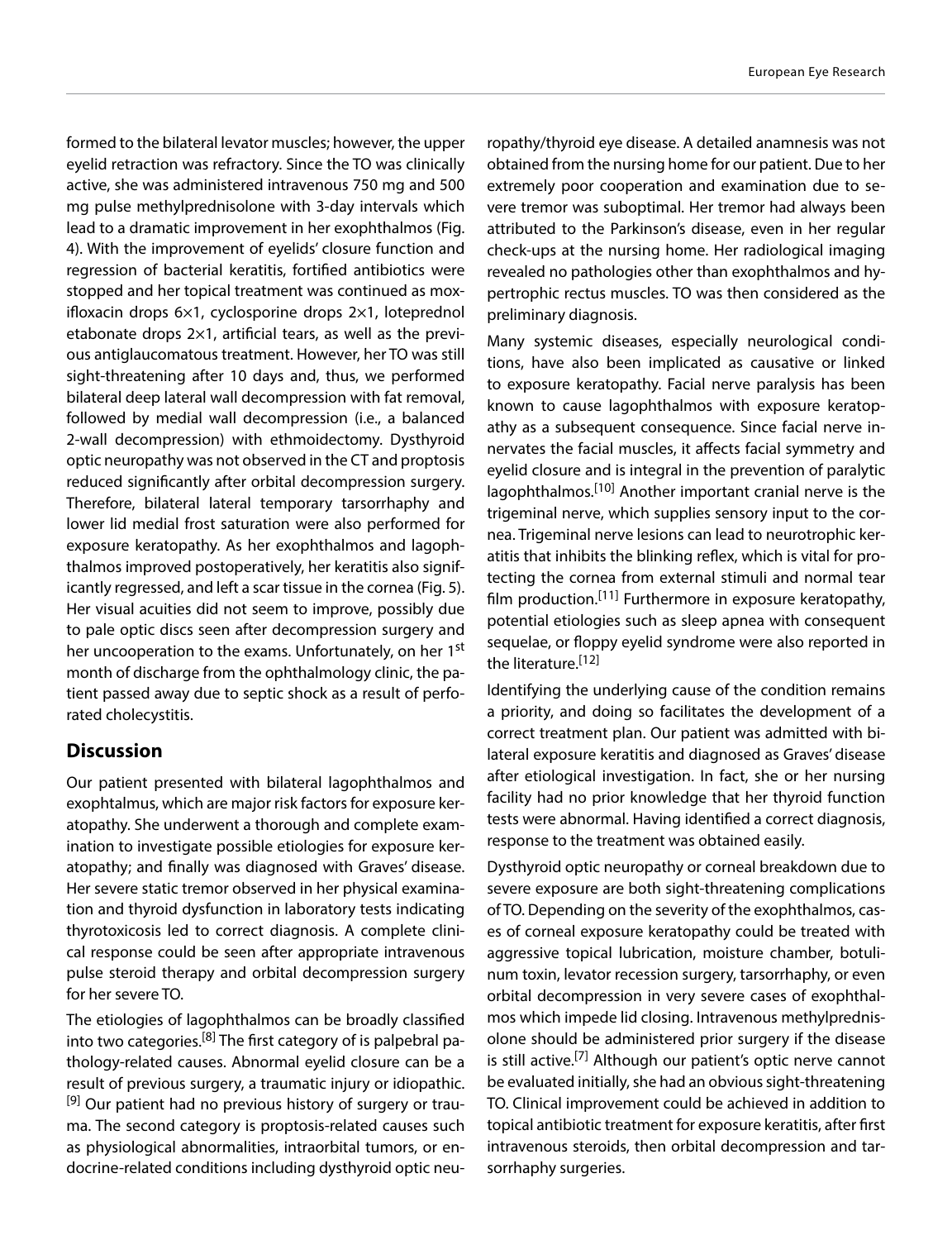formed to the bilateral levator muscles; however, the upper eyelid retraction was refractory. Since the TO was clinically active, she was administered intravenous 750 mg and 500 mg pulse methylprednisolone with 3-day intervals which lead to a dramatic improvement in her exophthalmos (Fig. 4). With the improvement of eyelids' closure function and regression of bacterial keratitis, fortified antibiotics were stopped and her topical treatment was continued as moxifloxacin drops 6×1, cyclosporine drops 2×1, loteprednol etabonate drops 2×1, artificial tears, as well as the previous antiglaucomatous treatment. However, her TO was still sight-threatening after 10 days and, thus, we performed bilateral deep lateral wall decompression with fat removal, followed by medial wall decompression (i.e., a balanced 2-wall decompression) with ethmoidectomy. Dysthyroid optic neuropathy was not observed in the CT and proptosis reduced significantly after orbital decompression surgery. Therefore, bilateral lateral temporary tarsorrhaphy and lower lid medial frost saturation were also performed for exposure keratopathy. As her exophthalmos and lagophthalmos improved postoperatively, her keratitis also significantly regressed, and left a scar tissue in the cornea (Fig. 5). Her visual acuities did not seem to improve, possibly due to pale optic discs seen after decompression surgery and her uncooperation to the exams. Unfortunately, on her 1st month of discharge from the ophthalmology clinic, the patient passed away due to septic shock as a result of perforated cholecystitis.

## Discussion

Our patient presented with bilateral lagophthalmos and exophtalmus, which are major risk factors for exposure keratopathy. She underwent a thorough and complete examination to investigate possible etiologies for exposure keratopathy; and finally was diagnosed with Graves' disease. Her severe static tremor observed in her physical examination and thyroid dysfunction in laboratory tests indicating thyrotoxicosis led to correct diagnosis. A complete clinical response could be seen after appropriate intravenous pulse steroid therapy and orbital decompression surgery for her severe TO.

The etiologies of lagophthalmos can be broadly classified into two categories.[8] The first category of is palpebral pathology-related causes. Abnormal eyelid closure can be a result of previous surgery, a traumatic injury or idiopathic.[9] Our patient had no previous history of surgery or trauma. The second category is proptosis-related causes such as physiological abnormalities, intraorbital tumors, or endocrine-related conditions including dysthyroid optic neuropathy/thyroid eye disease. A detailed anamnesis was not obtained from the nursing home for our patient. Due to her extremely poor cooperation and examination due to severe tremor was suboptimal. Her tremor had always been attributed to the Parkinson's disease, even in her regular check-ups at the nursing home. Her radiological imaging revealed no pathologies other than exophthalmos and hypertrophic rectus muscles. TO was then considered as the preliminary diagnosis.

Many systemic diseases, especially neurological conditions, have also been implicated as causative or linked to exposure keratopathy. Facial nerve paralysis has been known to cause lagophthalmos with exposure keratopathy as a subsequent consequence. Since facial nerve innervates the facial muscles, it affects facial symmetry and eyelid closure and is integral in the prevention of paralytic lagophthalmos.[10] Another important cranial nerve is the trigeminal nerve, which supplies sensory input to the cornea. Trigeminal nerve lesions can lead to neurotrophic keratitis that inhibits the blinking reflex, which is vital for protecting the cornea from external stimuli and normal tear film production.[11] Furthermore in exposure keratopathy, potential etiologies such as sleep apnea with consequent sequelae, or floppy eyelid syndrome were also reported in the literature.[12]

Identifying the underlying cause of the condition remains a priority, and doing so facilitates the development of a correct treatment plan. Our patient was admitted with bilateral exposure keratitis and diagnosed as Graves' disease after etiological investigation. In fact, she or her nursing facility had no prior knowledge that her thyroid function tests were abnormal. Having identified a correct diagnosis, response to the treatment was obtained easily.

Dysthyroid optic neuropathy or corneal breakdown due to severe exposure are both sight-threatening complications of TO. Depending on the severity of the exophthalmos, cases of corneal exposure keratopathy could be treated with aggressive topical lubrication, moisture chamber, botulinum toxin, levator recession surgery, tarsorrhaphy, or even orbital decompression in very severe cases of exophthalmos which impede lid closing. Intravenous methylprednisolone should be administered prior surgery if the disease is still active.[7] Although our patient's optic nerve cannot be evaluated initially, she had an obvious sight-threatening TO. Clinical improvement could be achieved in addition to topical antibiotic treatment for exposure keratitis, after first intravenous steroids, then orbital decompression and tarsorrhaphy surgeries.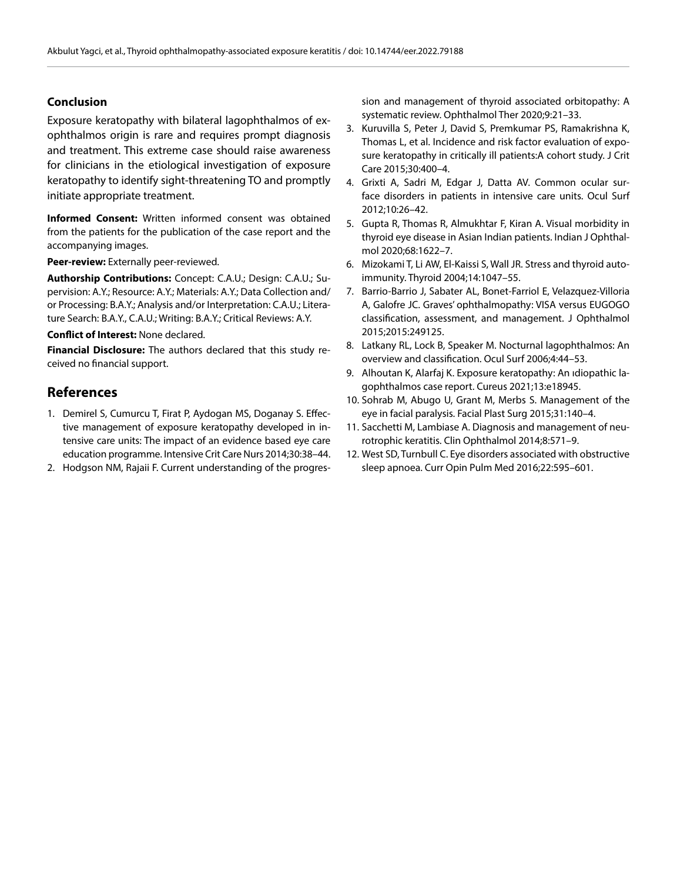## Conclusion

Exposure keratopathy with bilateral lagophthalmos of exophthalmos origin is rare and requires prompt diagnosis and treatment. This extreme case should raise awareness for clinicians in the etiological investigation of exposure keratopathy to identify sight-threatening TO and promptly initiate appropriate treatment.

**Informed Consent:** Written informed consent was obtained from the patients for the publication of the case report and the accompanying images.

**Peer-review:** Externally peer-reviewed.

**Authorship Contributions:** Concept: C.A.U.; Design: C.A.U.; Supervision: A.Y.; Resource: A.Y.; Materials: A.Y.; Data Collection and/or Processing: B.A.Y.; Analysis and/or Interpretation: C.A.U.; Literature Search: B.A.Y., C.A.U.; Writing: B.A.Y.; Critical Reviews: A.Y.

**Conflict of Interest:** None declared.

**Financial Disclosure:** The authors declared that this study received no financial support.

## References

1. Demirel S, Cumurcu T, Firat P, Aydogan MS, Doganay S. Effective management of exposure keratopathy developed in intensive care units: The impact of an evidence based eye care education programme. Intensive Crit Care Nurs 2014;30:38–44.
2. Hodgson NM, Rajaii F. Current understanding of the progression and management of thyroid associated orbitopathy: A systematic review. Ophthalmol Ther 2020;9:21–33.
3. Kuruvilla S, Peter J, David S, Premkumar PS, Ramakrishna K, Thomas L, et al. Incidence and risk factor evaluation of exposure keratopathy in critically ill patients:A cohort study. J Crit Care 2015;30:400–4.
4. Grixti A, Sadri M, Edgar J, Datta AV. Common ocular surface disorders in patients in intensive care units. Ocul Surf 2012;10:26–42.
5. Gupta R, Thomas R, Almukhtar F, Kiran A. Visual morbidity in thyroid eye disease in Asian Indian patients. Indian J Ophthalmol 2020;68:1622–7.
6. Mizokami T, Li AW, El-Kaissi S, Wall JR. Stress and thyroid autoimmunity. Thyroid 2004;14:1047–55.
7. Barrio-Barrio J, Sabater AL, Bonet-Farriol E, Velazquez-Villoria A, Galofre JC. Graves' ophthalmopathy: VISA versus EUGOGO classification, assessment, and management. J Ophthalmol 2015;2015:249125.
8. Latkany RL, Lock B, Speaker M. Nocturnal lagophthalmos: An overview and classification. Ocul Surf 2006;4:44–53.
9. Alhoutan K, Alarfaj K. Exposure keratopathy: An ıdiopathic lagophthalmos case report. Cureus 2021;13:e18945.
10. Sohrab M, Abugo U, Grant M, Merbs S. Management of the eye in facial paralysis. Facial Plast Surg 2015;31:140–4.
11. Sacchetti M, Lambiase A. Diagnosis and management of neurotrophic keratitis. Clin Ophthalmol 2014;8:571–9.
12. West SD, Turnbull C. Eye disorders associated with obstructive sleep apnoea. Curr Opin Pulm Med 2016;22:595–601.